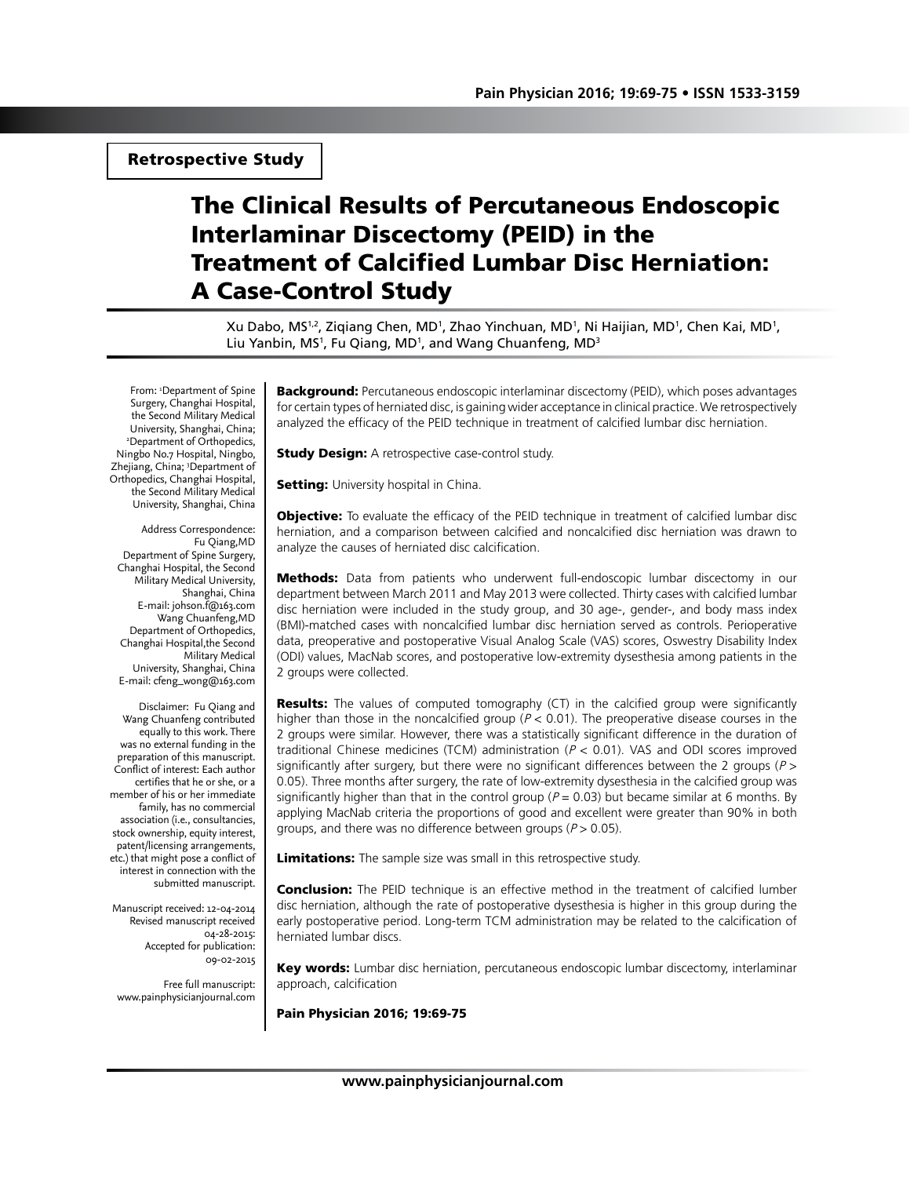Retrospective Study

# The Clinical Results of Percutaneous Endoscopic Interlaminar Discectomy (PEID) in the Treatment of Calcified Lumbar Disc Herniation: A Case-Control Study

Xu Dabo, MS[1,2], Ziqiang Chen, MD[1], Zhao Yinchuan, MD[1], Ni Haijian, MD[1], Chen Kai, MD[1], Liu Yanbin, MS[1], Fu Qiang, MD[1], and Wang Chuanfeng, MD[3]

From: [1]Department of Spine Surgery, Changhai Hospital, the Second Military Medical University, Shanghai, China; [2]Department of Orthopedics, Ningbo No.7 Hospital, Ningbo, Zhejiang, China; [3]Department of Orthopedics, Changhai Hospital, the Second Military Medical University, Shanghai, China

Address Correspondence:
Fu Qiang,MD
Department of Spine Surgery, Changhai Hospital, the Second Military Medical University, Shanghai, China
E-mail: johson.f@163.com
Wang Chuanfeng,MD
Department of Orthopedics, Changhai Hospital,the Second Military Medical University, Shanghai, China
E-mail: cfeng_wong@163.com

Disclaimer: Fu Qiang and Wang Chuanfeng contributed equally to this work. There was no external funding in the preparation of this manuscript.
Conflict of interest: Each author certifies that he or she, or a member of his or her immediate family, has no commercial association (i.e., consultancies, stock ownership, equity interest, patent/licensing arrangements, etc.) that might pose a conflict of interest in connection with the submitted manuscript.

Manuscript received: 12-04-2014
Revised manuscript received 04-28-2015:
Accepted for publication: 09-02-2015

Free full manuscript: www.painphysicianjournal.com

**Background:** Percutaneous endoscopic interlaminar discectomy (PEID), which poses advantages for certain types of herniated disc, is gaining wider acceptance in clinical practice. We retrospectively analyzed the efficacy of the PEID technique in treatment of calcified lumbar disc herniation.

**Study Design:** A retrospective case-control study.

**Setting:** University hospital in China.

**Objective:** To evaluate the efficacy of the PEID technique in treatment of calcified lumbar disc herniation, and a comparison between calcified and noncalcified disc herniation was drawn to analyze the causes of herniated disc calcification.

**Methods:** Data from patients who underwent full-endoscopic lumbar discectomy in our department between March 2011 and May 2013 were collected. Thirty cases with calcified lumbar disc herniation were included in the study group, and 30 age-, gender-, and body mass index (BMI)-matched cases with noncalcified lumbar disc herniation served as controls. Perioperative data, preoperative and postoperative Visual Analog Scale (VAS) scores, Oswestry Disability Index (ODI) values, MacNab scores, and postoperative low-extremity dysesthesia among patients in the 2 groups were collected.

**Results:** The values of computed tomography (CT) in the calcified group were significantly higher than those in the noncalcified group ($P < 0.01$). The preoperative disease courses in the 2 groups were similar. However, there was a statistically significant difference in the duration of traditional Chinese medicines (TCM) administration ($P < 0.01$). VAS and ODI scores improved significantly after surgery, but there were no significant differences between the 2 groups ($P > 0.05$). Three months after surgery, the rate of low-extremity dysesthesia in the calcified group was significantly higher than that in the control group ($P = 0.03$) but became similar at 6 months. By applying MacNab criteria the proportions of good and excellent were greater than 90% in both groups, and there was no difference between groups ($P > 0.05$).

**Limitations:** The sample size was small in this retrospective study.

**Conclusion:** The PEID technique is an effective method in the treatment of calcified lumber disc herniation, although the rate of postoperative dysesthesia is higher in this group during the early postoperative period. Long-term TCM administration may be related to the calcification of herniated lumbar discs.

**Key words:** Lumbar disc herniation, percutaneous endoscopic lumbar discectomy, interlaminar approach, calcification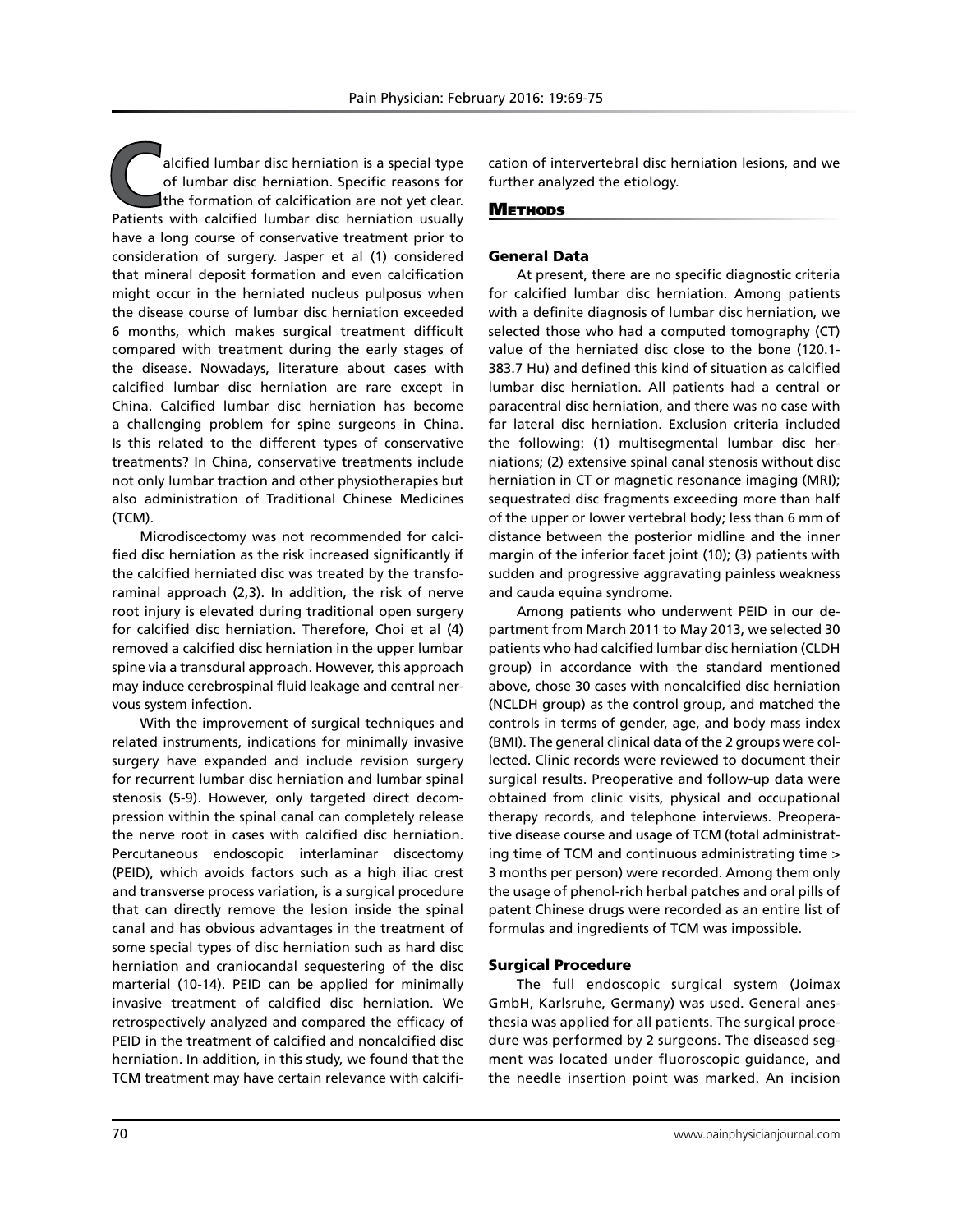Calcified lumbar disc herniation is a special type of lumbar disc herniation. Specific reasons for the formation of calcification are not yet clear. Patients with calcified lumbar disc herniation usually have a long course of conservative treatment prior to consideration of surgery. Jasper et al (1) considered that mineral deposit formation and even calcification might occur in the herniated nucleus pulposus when the disease course of lumbar disc herniation exceeded 6 months, which makes surgical treatment difficult compared with treatment during the early stages of the disease. Nowadays, literature about cases with calcified lumbar disc herniation are rare except in China. Calcified lumbar disc herniation has become a challenging problem for spine surgeons in China. Is this related to the different types of conservative treatments? In China, conservative treatments include not only lumbar traction and other physiotherapies but also administration of Traditional Chinese Medicines (TCM).

Microdiscectomy was not recommended for calcified disc herniation as the risk increased significantly if the calcified herniated disc was treated by the transforaminal approach (2,3). In addition, the risk of nerve root injury is elevated during traditional open surgery for calcified disc herniation. Therefore, Choi et al (4) removed a calcified disc herniation in the upper lumbar spine via a transdural approach. However, this approach may induce cerebrospinal fluid leakage and central nervous system infection.

With the improvement of surgical techniques and related instruments, indications for minimally invasive surgery have expanded and include revision surgery for recurrent lumbar disc herniation and lumbar spinal stenosis (5-9). However, only targeted direct decompression within the spinal canal can completely release the nerve root in cases with calcified disc herniation. Percutaneous endoscopic interlaminar discectomy (PEID), which avoids factors such as a high iliac crest and transverse process variation, is a surgical procedure that can directly remove the lesion inside the spinal canal and has obvious advantages in the treatment of some special types of disc herniation such as hard disc herniation and craniocandal sequestering of the disc marterial (10-14). PEID can be applied for minimally invasive treatment of calcified disc herniation. We retrospectively analyzed and compared the efficacy of PEID in the treatment of calcified and noncalcified disc herniation. In addition, in this study, we found that the TCM treatment may have certain relevance with calcification of intervertebral disc herniation lesions, and we further analyzed the etiology.

## Methods

### General Data

At present, there are no specific diagnostic criteria for calcified lumbar disc herniation. Among patients with a definite diagnosis of lumbar disc herniation, we selected those who had a computed tomography (CT) value of the herniated disc close to the bone (120.1-383.7 Hu) and defined this kind of situation as calcified lumbar disc herniation. All patients had a central or paracentral disc herniation, and there was no case with far lateral disc herniation. Exclusion criteria included the following: (1) multisegmental lumbar disc herniations; (2) extensive spinal canal stenosis without disc herniation in CT or magnetic resonance imaging (MRI); sequestrated disc fragments exceeding more than half of the upper or lower vertebral body; less than 6 mm of distance between the posterior midline and the inner margin of the inferior facet joint (10); (3) patients with sudden and progressive aggravating painless weakness and cauda equina syndrome.

Among patients who underwent PEID in our department from March 2011 to May 2013, we selected 30 patients who had calcified lumbar disc herniation (CLDH group) in accordance with the standard mentioned above, chose 30 cases with noncalcified disc herniation (NCLDH group) as the control group, and matched the controls in terms of gender, age, and body mass index (BMI). The general clinical data of the 2 groups were collected. Clinic records were reviewed to document their surgical results. Preoperative and follow-up data were obtained from clinic visits, physical and occupational therapy records, and telephone interviews. Preoperative disease course and usage of TCM (total administrating time of TCM and continuous administrating time > 3 months per person) were recorded. Among them only the usage of phenol-rich herbal patches and oral pills of patent Chinese drugs were recorded as an entire list of formulas and ingredients of TCM was impossible.

### Surgical Procedure

The full endoscopic surgical system (Joimax GmbH, Karlsruhe, Germany) was used. General anesthesia was applied for all patients. The surgical procedure was performed by 2 surgeons. The diseased segment was located under fluoroscopic guidance, and the needle insertion point was marked. An incision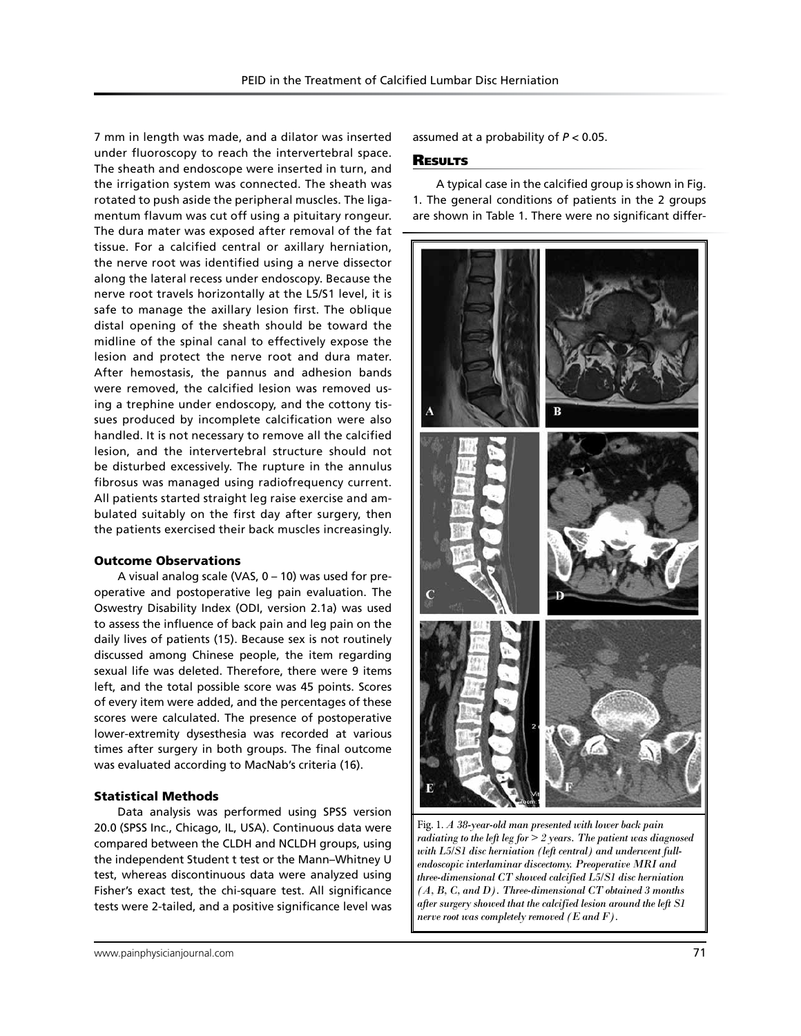7 mm in length was made, and a dilator was inserted under fluoroscopy to reach the intervertebral space. The sheath and endoscope were inserted in turn, and the irrigation system was connected. The sheath was rotated to push aside the peripheral muscles. The ligamentum flavum was cut off using a pituitary rongeur. The dura mater was exposed after removal of the fat tissue. For a calcified central or axillary herniation, the nerve root was identified using a nerve dissector along the lateral recess under endoscopy. Because the nerve root travels horizontally at the L5/S1 level, it is safe to manage the axillary lesion first. The oblique distal opening of the sheath should be toward the midline of the spinal canal to effectively expose the lesion and protect the nerve root and dura mater. After hemostasis, the pannus and adhesion bands were removed, the calcified lesion was removed using a trephine under endoscopy, and the cottony tissues produced by incomplete calcification were also handled. It is not necessary to remove all the calcified lesion, and the intervertebral structure should not be disturbed excessively. The rupture in the annulus fibrosus was managed using radiofrequency current. All patients started straight leg raise exercise and ambulated suitably on the first day after surgery, then the patients exercised their back muscles increasingly.

### Outcome Observations

A visual analog scale (VAS, 0 – 10) was used for preoperative and postoperative leg pain evaluation. The Oswestry Disability Index (ODI, version 2.1a) was used to assess the influence of back pain and leg pain on the daily lives of patients (15). Because sex is not routinely discussed among Chinese people, the item regarding sexual life was deleted. Therefore, there were 9 items left, and the total possible score was 45 points. Scores of every item were added, and the percentages of these scores were calculated. The presence of postoperative lower-extremity dysesthesia was recorded at various times after surgery in both groups. The final outcome was evaluated according to MacNab's criteria (16).

### Statistical Methods

Data analysis was performed using SPSS version 20.0 (SPSS Inc., Chicago, IL, USA). Continuous data were compared between the CLDH and NCLDH groups, using the independent Student t test or the Mann–Whitney U test, whereas discontinuous data were analyzed using Fisher's exact test, the chi-square test. All significance tests were 2-tailed, and a positive significance level was assumed at a probability of $P < 0.05$.

## Results

A typical case in the calcified group is shown in Fig. 1. The general conditions of patients in the 2 groups are shown in Table 1. There were no significant differ-

Fig. 1. *A 38-year-old man presented with lower back pain radiating to the left leg for > 2 years. The patient was diagnosed with L5/S1 disc herniation (left central) and underwent full-endoscopic interlaminar discectomy. Preoperative MRI and three-dimensional CT showed calcified L5/S1 disc herniation (A, B, C, and D). Three-dimensional CT obtained 3 months after surgery showed that the calcified lesion around the left S1 nerve root was completely removed (E and F).*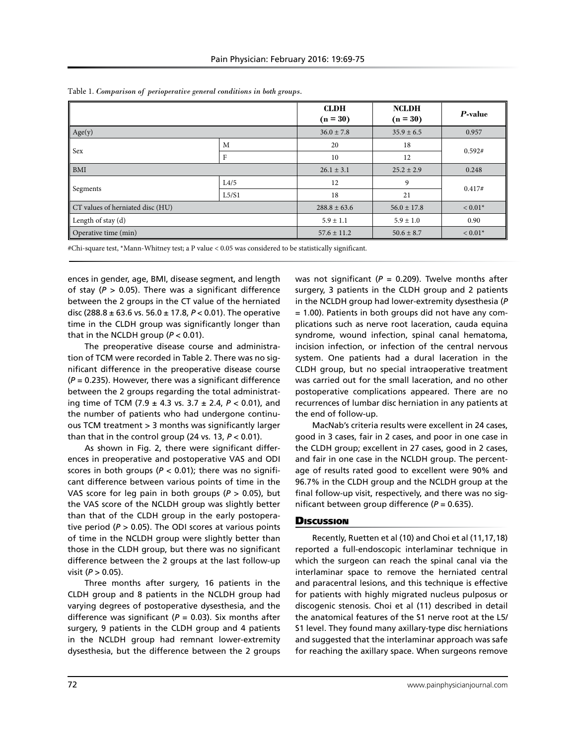Table 1. *Comparison of perioperative general conditions in both groups.*

| | | CLDH (n = 30) | NCLDH (n = 30) | *P*-value |
|---|---|---|---|---|
| Age(y) | | 36.0 ± 7.8 | 35.9 ± 6.5 | 0.957 |
| Sex | M | 20 | 18 | 0.592# |
| | F | 10 | 12 | |
| BMI | | 26.1 ± 3.1 | 25.2 ± 2.9 | 0.248 |
| Segments | L4/5 | 12 | 9 | 0.417# |
| | L5/S1 | 18 | 21 | |
| CT values of herniated disc (HU) | | 288.8 ± 63.6 | 56.0 ± 17.8 | < 0.01* |
| Length of stay (d) | | 5.9 ± 1.1 | 5.9 ± 1.0 | 0.90 |
| Operative time (min) | | 57.6 ± 11.2 | 50.6 ± 8.7 | < 0.01* |

#Chi-square test, *Mann-Whitney test; a P value < 0.05 was considered to be statistically significant.

ences in gender, age, BMI, disease segment, and length of stay ($P > 0.05$). There was a significant difference between the 2 groups in the CT value of the herniated disc (288.8 ± 63.6 vs. 56.0 ± 17.8, $P < 0.01$). The operative time in the CLDH group was significantly longer than that in the NCLDH group ($P < 0.01$).

The preoperative disease course and administration of TCM were recorded in Table 2. There was no significant difference in the preoperative disease course ($P = 0.235$). However, there was a significant difference between the 2 groups regarding the total administrating time of TCM (7.9 ± 4.3 vs. 3.7 ± 2.4, $P < 0.01$), and the number of patients who had undergone continuous TCM treatment > 3 months was significantly larger than that in the control group (24 vs. 13, $P < 0.01$).

As shown in Fig. 2, there were significant differences in preoperative and postoperative VAS and ODI scores in both groups ($P < 0.01$); there was no significant difference between various points of time in the VAS score for leg pain in both groups ($P > 0.05$), but the VAS score of the NCLDH group was slightly better than that of the CLDH group in the early postoperative period ($P > 0.05$). The ODI scores at various points of time in the NCLDH group were slightly better than those in the CLDH group, but there was no significant difference between the 2 groups at the last follow-up visit ($P > 0.05$).

Three months after surgery, 16 patients in the CLDH group and 8 patients in the NCLDH group had varying degrees of postoperative dysesthesia, and the difference was significant ($P = 0.03$). Six months after surgery, 9 patients in the CLDH group and 4 patients in the NCLDH group had remnant lower-extremity dysesthesia, but the difference between the 2 groups was not significant ($P = 0.209$). Twelve months after surgery, 3 patients in the CLDH group and 2 patients in the NCLDH group had lower-extremity dysesthesia ($P = 1.00$). Patients in both groups did not have any complications such as nerve root laceration, cauda equina syndrome, wound infection, spinal canal hematoma, incision infection, or infection of the central nervous system. One patients had a dural laceration in the CLDH group, but no special intraoperative treatment was carried out for the small laceration, and no other postoperative complications appeared. There are no recurrences of lumbar disc herniation in any patients at the end of follow-up.

MacNab's criteria results were excellent in 24 cases, good in 3 cases, fair in 2 cases, and poor in one case in the CLDH group; excellent in 27 cases, good in 2 cases, and fair in one case in the NCLDH group. The percentage of results rated good to excellent were 90% and 96.7% in the CLDH group and the NCLDH group at the final follow-up visit, respectively, and there was no significant between group difference ($P = 0.635$).

## Discussion

Recently, Ruetten et al (10) and Choi et al (11,17,18) reported a full-endoscopic interlaminar technique in which the surgeon can reach the spinal canal via the interlaminar space to remove the herniated central and paracentral lesions, and this technique is effective for patients with highly migrated nucleus pulposus or discogenic stenosis. Choi et al (11) described in detail the anatomical features of the S1 nerve root at the L5/S1 level. They found many axillary-type disc herniations and suggested that the interlaminar approach was safe for reaching the axillary space. When surgeons remove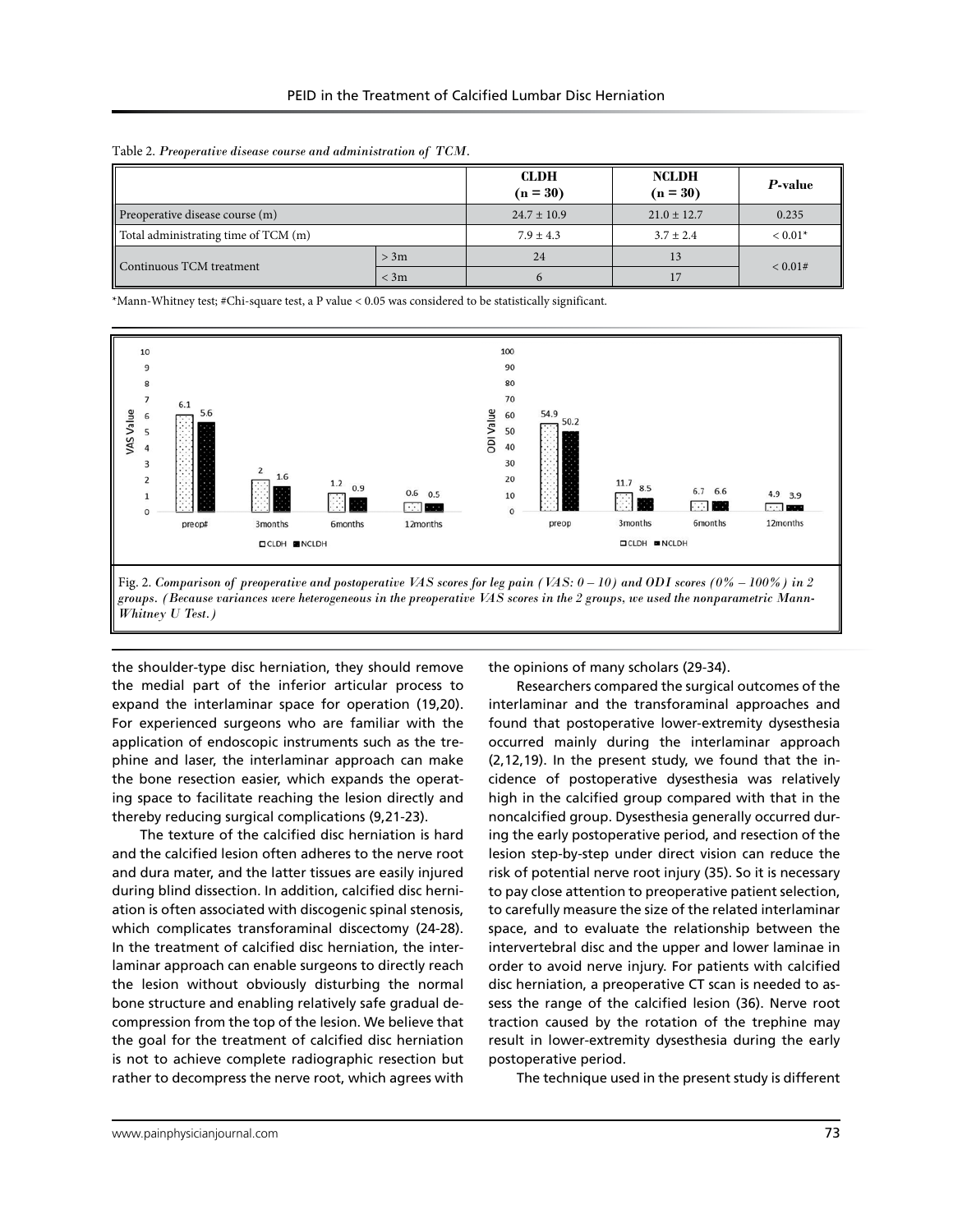Table 2. *Preoperative disease course and administration of TCM.*

| | | CLDH (n = 30) | NCLDH (n = 30) | *P*-value |
|---|---|---|---|---|
| Preoperative disease course (m) | | 24.7 ± 10.9 | 21.0 ± 12.7 | 0.235 |
| Total administrating time of TCM (m) | | 7.9 ± 4.3 | 3.7 ± 2.4 | < 0.01* |
| Continuous TCM treatment | > 3m | 24 | 13 | < 0.01# |
| | < 3m | 6 | 17 | |

*Mann-Whitney test; #Chi-square test, a P value < 0.05 was considered to be statistically significant.

Fig. 2. *Comparison of preoperative and postoperative VAS scores for leg pain (VAS: 0 – 10) and ODI scores (0% – 100%) in 2 groups. (Because variances were heterogeneous in the preoperative VAS scores in the 2 groups, we used the nonparametric Mann-Whitney U Test.)*

the shoulder-type disc herniation, they should remove the medial part of the inferior articular process to expand the interlaminar space for operation (19,20). For experienced surgeons who are familiar with the application of endoscopic instruments such as the trephine and laser, the interlaminar approach can make the bone resection easier, which expands the operating space to facilitate reaching the lesion directly and thereby reducing surgical complications (9,21-23).

The texture of the calcified disc herniation is hard and the calcified lesion often adheres to the nerve root and dura mater, and the latter tissues are easily injured during blind dissection. In addition, calcified disc herniation is often associated with discogenic spinal stenosis, which complicates transforaminal discectomy (24-28). In the treatment of calcified disc herniation, the interlaminar approach can enable surgeons to directly reach the lesion without obviously disturbing the normal bone structure and enabling relatively safe gradual decompression from the top of the lesion. We believe that the goal for the treatment of calcified disc herniation is not to achieve complete radiographic resection but rather to decompress the nerve root, which agrees with the opinions of many scholars (29-34).

Researchers compared the surgical outcomes of the interlaminar and the transforaminal approaches and found that postoperative lower-extremity dysesthesia occurred mainly during the interlaminar approach (2,12,19). In the present study, we found that the incidence of postoperative dysesthesia was relatively high in the calcified group compared with that in the noncalcified group. Dysesthesia generally occurred during the early postoperative period, and resection of the lesion step-by-step under direct vision can reduce the risk of potential nerve root injury (35). So it is necessary to pay close attention to preoperative patient selection, to carefully measure the size of the related interlaminar space, and to evaluate the relationship between the intervertebral disc and the upper and lower laminae in order to avoid nerve injury. For patients with calcified disc herniation, a preoperative CT scan is needed to assess the range of the calcified lesion (36). Nerve root traction caused by the rotation of the trephine may result in lower-extremity dysesthesia during the early postoperative period.

The technique used in the present study is different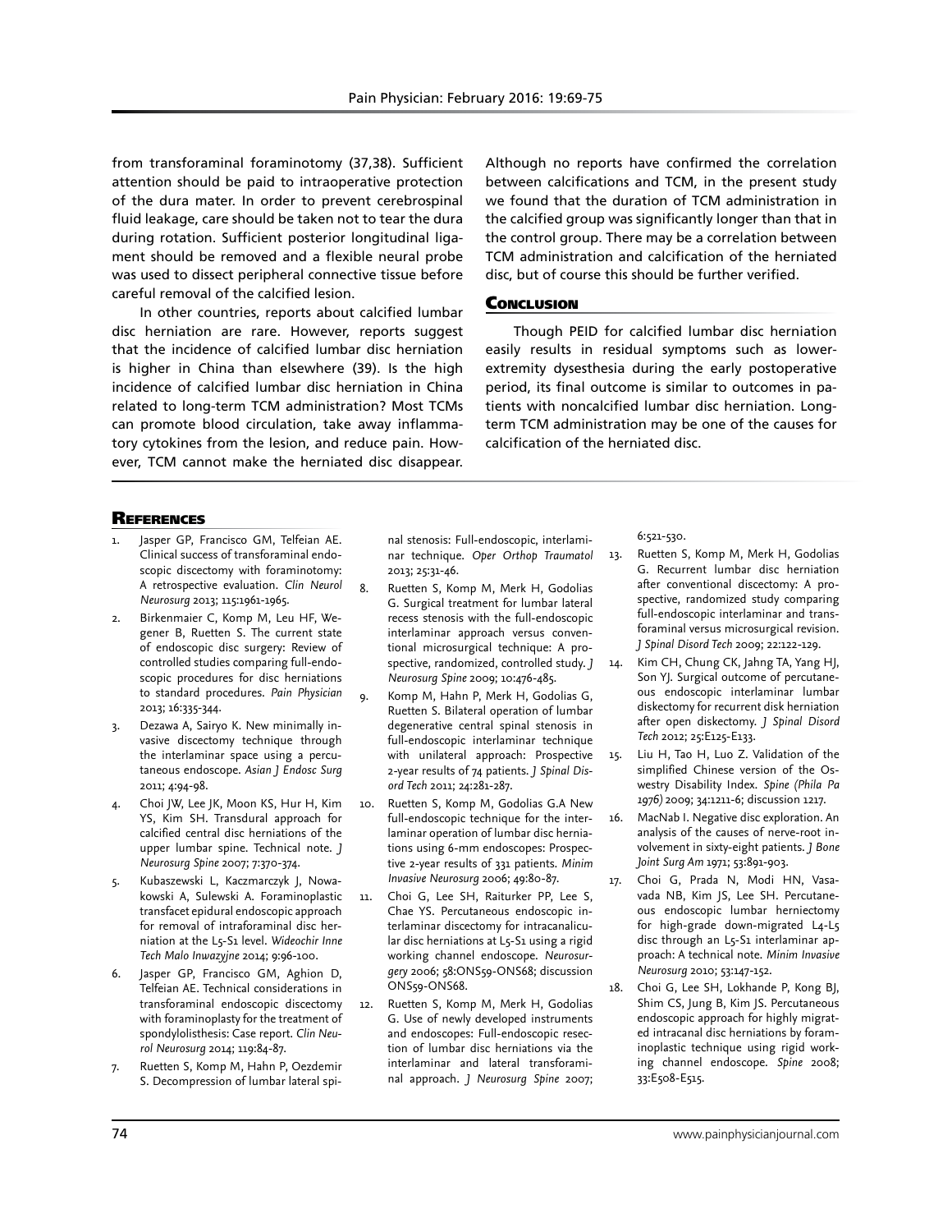from transforaminal foraminotomy (37,38). Sufficient attention should be paid to intraoperative protection of the dura mater. In order to prevent cerebrospinal fluid leakage, care should be taken not to tear the dura during rotation. Sufficient posterior longitudinal ligament should be removed and a flexible neural probe was used to dissect peripheral connective tissue before careful removal of the calcified lesion.

In other countries, reports about calcified lumbar disc herniation are rare. However, reports suggest that the incidence of calcified lumbar disc herniation is higher in China than elsewhere (39). Is the high incidence of calcified lumbar disc herniation in China related to long-term TCM administration? Most TCMs can promote blood circulation, take away inflammatory cytokines from the lesion, and reduce pain. However, TCM cannot make the herniated disc disappear. Although no reports have confirmed the correlation between calcifications and TCM, in the present study we found that the duration of TCM administration in the calcified group was significantly longer than that in the control group. There may be a correlation between TCM administration and calcification of the herniated disc, but of course this should be further verified.

## Conclusion

Though PEID for calcified lumbar disc herniation easily results in residual symptoms such as lower-extremity dysesthesia during the early postoperative period, its final outcome is similar to outcomes in patients with noncalcified lumbar disc herniation. Long-term TCM administration may be one of the causes for calcification of the herniated disc.

## References

1. Jasper GP, Francisco GM, Telfeian AE. Clinical success of transforaminal endoscopic discectomy with foraminotomy: A retrospective evaluation. *Clin Neurol Neurosurg* 2013; 115:1961-1965.
2. Birkenmaier C, Komp M, Leu HF, Wegener B, Ruetten S. The current state of endoscopic disc surgery: Review of controlled studies comparing full-endoscopic procedures for disc herniations to standard procedures. *Pain Physician* 2013; 16:335-344.
3. Dezawa A, Sairyo K. New minimally invasive discectomy technique through the interlaminar space using a percutaneous endoscope. *Asian J Endosc Surg* 2011; 4:94-98.
4. Choi JW, Lee JK, Moon KS, Hur H, Kim YS, Kim SH. Transdural approach for calcified central disc herniations of the upper lumbar spine. Technical note. *J Neurosurg Spine* 2007; 7:370-374.
5. Kubaszewski L, Kaczmarczyk J, Nowakowski A, Sulewski A. Foraminoplastic transfacet epidural endoscopic approach for removal of intraforaminal disc herniation at the L5-S1 level. *Wideochir Inne Tech Malo Inwazyjne* 2014; 9:96-100.
6. Jasper GP, Francisco GM, Aghion D, Telfeian AE. Technical considerations in transforaminal endoscopic discectomy with foraminoplasty for the treatment of spondylolisthesis: Case report. *Clin Neurol Neurosurg* 2014; 119:84-87.
7. Ruetten S, Komp M, Hahn P, Oezdemir S. Decompression of lumbar lateral spinal stenosis: Full-endoscopic, interlaminar technique. *Oper Orthop Traumatol* 2013; 25:31-46.
8. Ruetten S, Komp M, Merk H, Godolias G. Surgical treatment for lumbar lateral recess stenosis with the full-endoscopic interlaminar approach versus conventional microsurgical technique: A prospective, randomized, controlled study. *J Neurosurg Spine* 2009; 10:476-485.
9. Komp M, Hahn P, Merk H, Godolias G, Ruetten S. Bilateral operation of lumbar degenerative central spinal stenosis in full-endoscopic interlaminar technique with unilateral approach: Prospective 2-year results of 74 patients. *J Spinal Disord Tech* 2011; 24:281-287.
10. Ruetten S, Komp M, Godolias G.A New full-endoscopic technique for the interlaminar operation of lumbar disc herniations using 6-mm endoscopes: Prospective 2-year results of 331 patients. *Minim Invasive Neurosurg* 2006; 49:80-87.
11. Choi G, Lee SH, Raiturker PP, Lee S, Chae YS. Percutaneous endoscopic interlaminar discectomy for intracanalicular disc herniations at L5-S1 using a rigid working channel endoscope. *Neurosurgery* 2006; 58:ONS59-ONS68; discussion ONS59-ONS68.
12. Ruetten S, Komp M, Merk H, Godolias G. Use of newly developed instruments and endoscopes: Full-endoscopic resection of lumbar disc herniations via the interlaminar and lateral transforaminal approach. *J Neurosurg Spine* 2007; 6:521-530.
13. Ruetten S, Komp M, Merk H, Godolias G. Recurrent lumbar disc herniation after conventional discectomy: A prospective, randomized study comparing full-endoscopic interlaminar and transforaminal versus microsurgical revision. *J Spinal Disord Tech* 2009; 22:122-129.
14. Kim CH, Chung CK, Jahng TA, Yang HJ, Son YJ. Surgical outcome of percutaneous endoscopic interlaminar lumbar diskectomy for recurrent disk herniation after open diskectomy. *J Spinal Disord Tech* 2012; 25:E125-E133.
15. Liu H, Tao H, Luo Z. Validation of the simplified Chinese version of the Oswestry Disability Index. *Spine (Phila Pa 1976)* 2009; 34:1211-6; discussion 1217.
16. MacNab I. Negative disc exploration. An analysis of the causes of nerve-root involvement in sixty-eight patients. *J Bone Joint Surg Am* 1971; 53:891-903.
17. Choi G, Prada N, Modi HN, Vasavada NB, Kim JS, Lee SH. Percutaneous endoscopic lumbar herniectomy for high-grade down-migrated L4-L5 disc through an L5-S1 interlaminar approach: A technical note. *Minim Invasive Neurosurg* 2010; 53:147-152.
18. Choi G, Lee SH, Lokhande P, Kong BJ, Shim CS, Jung B, Kim JS. Percutaneous endoscopic approach for highly migrated intracanal disc herniations by foraminoplastic technique using rigid working channel endoscope. *Spine* 2008; 33:E508-E515.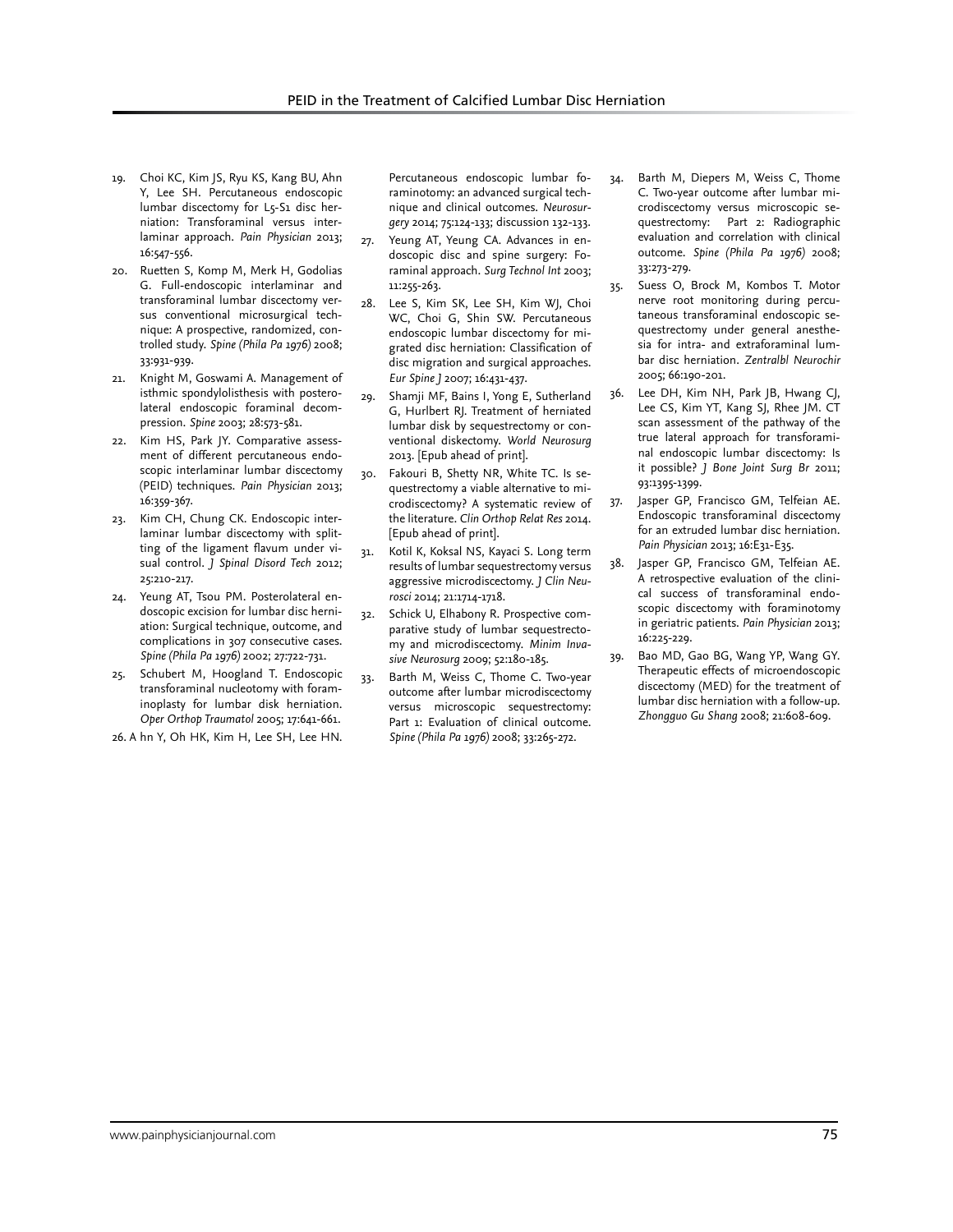19. Choi KC, Kim JS, Ryu KS, Kang BU, Ahn Y, Lee SH. Percutaneous endoscopic lumbar discectomy for L5-S1 disc herniation: Transforaminal versus interlaminar approach. *Pain Physician* 2013; 16:547-556.
20. Ruetten S, Komp M, Merk H, Godolias G. Full-endoscopic interlaminar and transforaminal lumbar discectomy versus conventional microsurgical technique: A prospective, randomized, controlled study. *Spine (Phila Pa 1976)* 2008; 33:931-939.
21. Knight M, Goswami A. Management of isthmic spondylolisthesis with posterolateral endoscopic foraminal decompression. *Spine* 2003; 28:573-581.
22. Kim HS, Park JY. Comparative assessment of different percutaneous endoscopic interlaminar lumbar discectomy (PEID) techniques. *Pain Physician* 2013; 16:359-367.
23. Kim CH, Chung CK. Endoscopic interlaminar lumbar discectomy with splitting of the ligament flavum under visual control. *J Spinal Disord Tech* 2012; 25:210-217.
24. Yeung AT, Tsou PM. Posterolateral endoscopic excision for lumbar disc herniation: Surgical technique, outcome, and complications in 307 consecutive cases. *Spine (Phila Pa 1976)* 2002; 27:722-731.
25. Schubert M, Hoogland T. Endoscopic transforaminal nucleotomy with foraminoplasty for lumbar disk herniation. *Oper Orthop Traumatol* 2005; 17:641-661.
26. A hn Y, Oh HK, Kim H, Lee SH, Lee HN. Percutaneous endoscopic lumbar foraminotomy: an advanced surgical technique and clinical outcomes. *Neurosurgery* 2014; 75:124-133; discussion 132-133.
27. Yeung AT, Yeung CA. Advances in endoscopic disc and spine surgery: Foraminal approach. *Surg Technol Int* 2003; 11:255-263.
28. Lee S, Kim SK, Lee SH, Kim WJ, Choi WC, Choi G, Shin SW. Percutaneous endoscopic lumbar discectomy for migrated disc herniation: Classification of disc migration and surgical approaches. *Eur Spine J* 2007; 16:431-437.
29. Shamji MF, Bains I, Yong E, Sutherland G, Hurlbert RJ. Treatment of herniated lumbar disk by sequestrectomy or conventional diskectomy. *World Neurosurg* 2013. [Epub ahead of print].
30. Fakouri B, Shetty NR, White TC. Is sequestrectomy a viable alternative to microdiscectomy? A systematic review of the literature. *Clin Orthop Relat Res* 2014. [Epub ahead of print].
31. Kotil K, Koksal NS, Kayaci S. Long term results of lumbar sequestrectomy versus aggressive microdiscectomy. *J Clin Neurosci* 2014; 21:1714-1718.
32. Schick U, Elhabony R. Prospective comparative study of lumbar sequestrectomy and microdiscectomy. *Minim Invasive Neurosurg* 2009; 52:180-185.
33. Barth M, Weiss C, Thome C. Two-year outcome after lumbar microdiscectomy versus microscopic sequestrectomy: Part 1: Evaluation of clinical outcome. *Spine (Phila Pa 1976)* 2008; 33:265-272.
34. Barth M, Diepers M, Weiss C, Thome C. Two-year outcome after lumbar microdiscectomy versus microscopic sequestrectomy: Part 2: Radiographic evaluation and correlation with clinical outcome. *Spine (Phila Pa 1976)* 2008; 33:273-279.
35. Suess O, Brock M, Kombos T. Motor nerve root monitoring during percutaneous transforaminal endoscopic sequestrectomy under general anesthesia for intra- and extraforaminal lumbar disc herniation. *Zentralbl Neurochir* 2005; 66:190-201.
36. Lee DH, Kim NH, Park JB, Hwang CJ, Lee CS, Kim YT, Kang SJ, Rhee JM. CT scan assessment of the pathway of the true lateral approach for transforaminal endoscopic lumbar discectomy: Is it possible? *J Bone Joint Surg Br* 2011; 93:1395-1399.
37. Jasper GP, Francisco GM, Telfeian AE. Endoscopic transforaminal discectomy for an extruded lumbar disc herniation. *Pain Physician* 2013; 16:E31-E35.
38. Jasper GP, Francisco GM, Telfeian AE. A retrospective evaluation of the clinical success of transforaminal endoscopic discectomy with foraminotomy in geriatric patients. *Pain Physician* 2013; 16:225-229.
39. Bao MD, Gao BG, Wang YP, Wang GY. Therapeutic effects of microendoscopic discectomy (MED) for the treatment of lumbar disc herniation with a follow-up. *Zhongguo Gu Shang* 2008; 21:608-609.